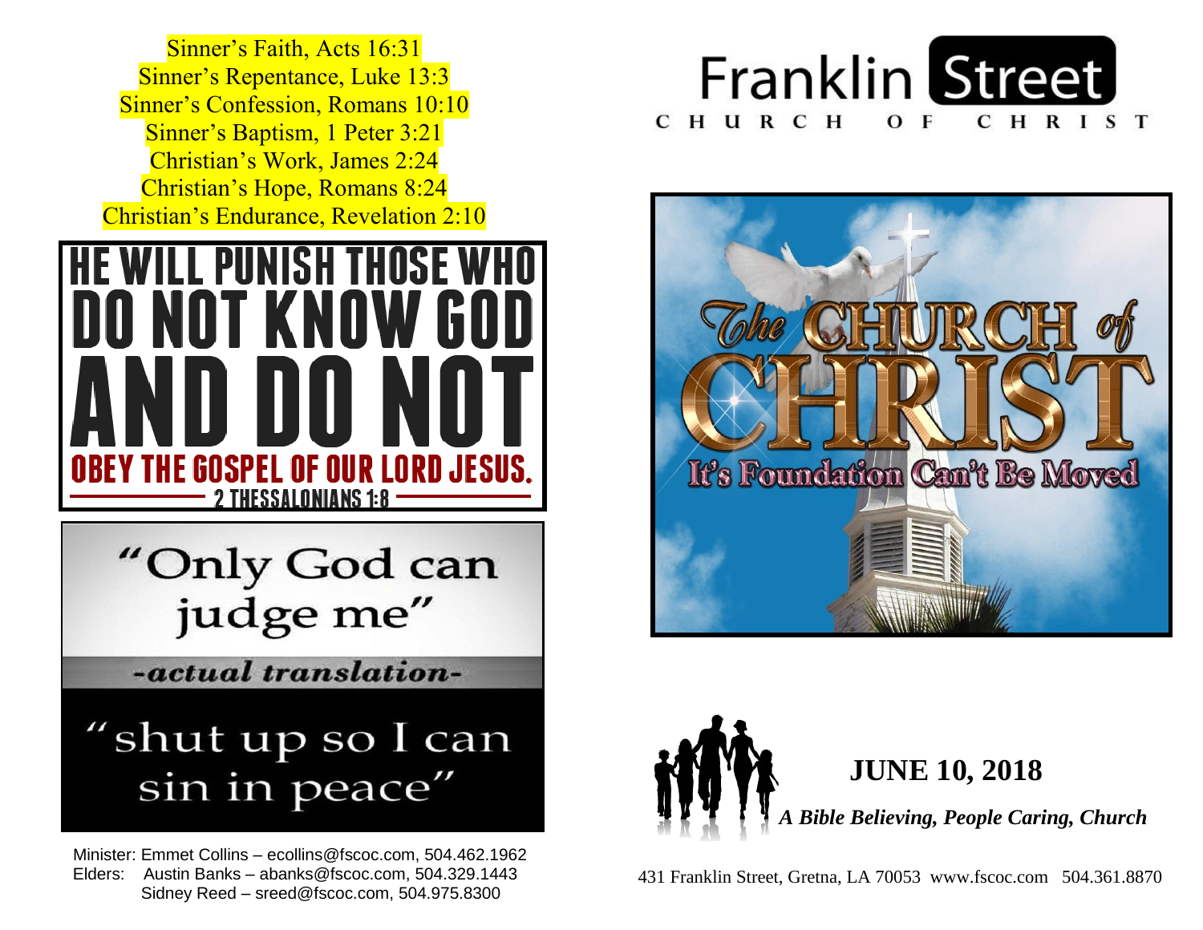Sinner's Faith, Acts 16:31
Sinner's Repentance, Luke 13:3
Sinner's Confession, Romans 10:10
Sinner's Baptism, 1 Peter 3:21
Christian's Work, James 2:24
Christian's Hope, Romans 8:24
Christian's Endurance, Revelation 2:10

**HE WILL PUNISH THOSE WHO DO NOT KNOW GOD AND DO NOT OBEY THE GOSPEL OF OUR LORD JESUS.**

2 THESSALONIANS 1:8

"Only God can judge me"

*-actual translation-*

"shut up so I can sin in peace"

Minister: Emmet Collins – ecollins@fscoc.com, 504.462.1962
Elders: Austin Banks – abanks@fscoc.com, 504.329.1443
Sidney Reed – sreed@fscoc.com, 504.975.8300

# Franklin Street

CHURCH OF CHRIST

The CHURCH of CHRIST

It's Foundation Can't Be Moved

## JUNE 10, 2018

***A Bible Believing, People Caring, Church***

431 Franklin Street, Gretna, LA 70053 www.fscoc.com 504.361.8870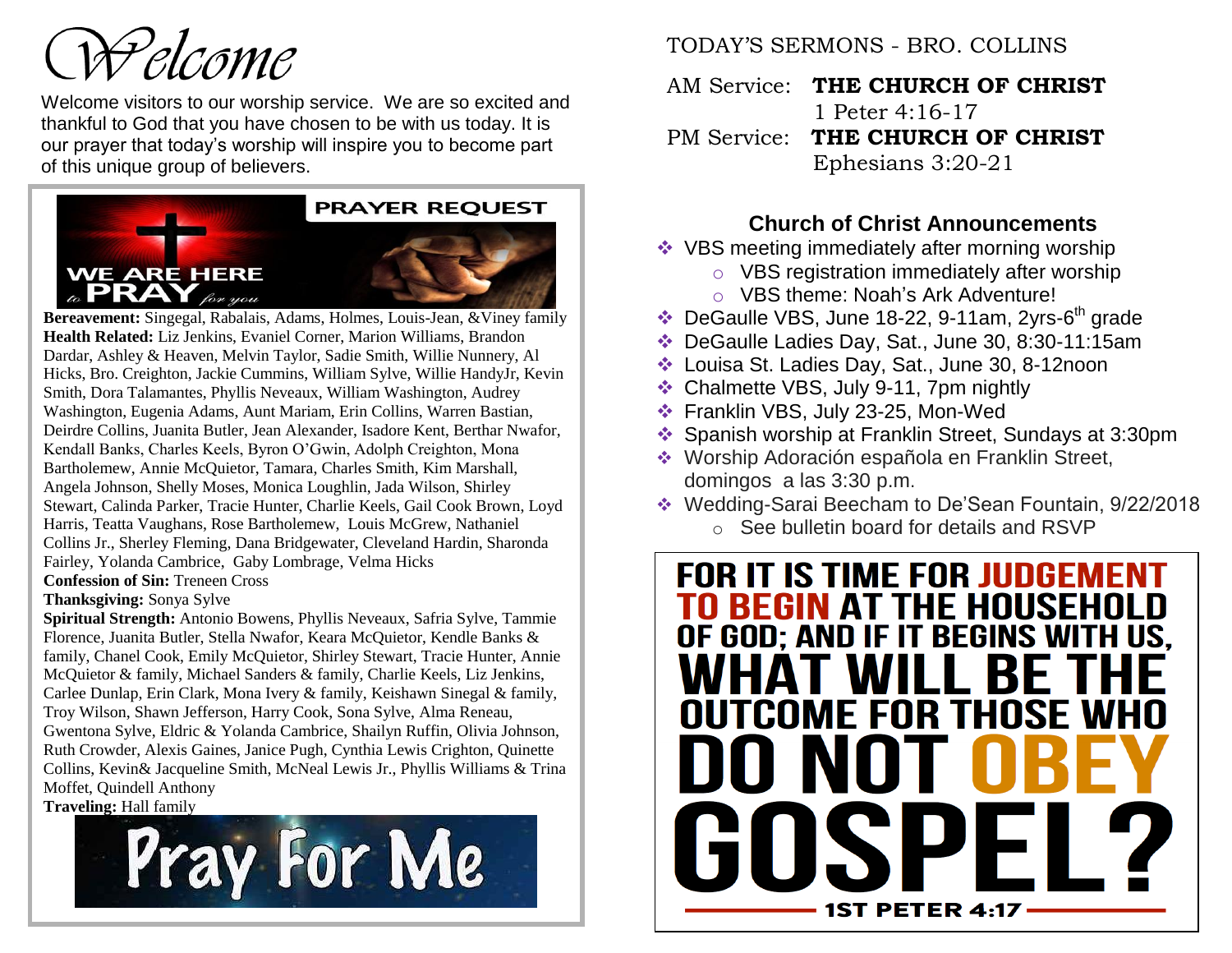# Welcome

Welcome visitors to our worship service. We are so excited and thankful to God that you have chosen to be with us today. It is our prayer that today's worship will inspire you to become part of this unique group of believers.

## PRAYER REQUEST

WE ARE HERE *to* PRAY *for you*

**Bereavement:** Singegal, Rabalais, Adams, Holmes, Louis-Jean, &Viney family

**Health Related:** Liz Jenkins, Evaniel Corner, Marion Williams, Brandon Dardar, Ashley & Heaven, Melvin Taylor, Sadie Smith, Willie Nunnery, Al Hicks, Bro. Creighton, Jackie Cummins, William Sylve, Willie HandyJr, Kevin Smith, Dora Talamantes, Phyllis Neveaux, William Washington, Audrey Washington, Eugenia Adams, Aunt Mariam, Erin Collins, Warren Bastian, Deirdre Collins, Juanita Butler, Jean Alexander, Isadore Kent, Berthar Nwafor, Kendall Banks, Charles Keels, Byron O'Gwin, Adolph Creighton, Mona Bartholemew, Annie McQuietor, Tamara, Charles Smith, Kim Marshall, Angela Johnson, Shelly Moses, Monica Loughlin, Jada Wilson, Shirley Stewart, Calinda Parker, Tracie Hunter, Charlie Keels, Gail Cook Brown, Loyd Harris, Teatta Vaughans, Rose Bartholemew, Louis McGrew, Nathaniel Collins Jr., Sherley Fleming, Dana Bridgewater, Cleveland Hardin, Sharonda Fairley, Yolanda Cambrice, Gaby Lombrage, Velma Hicks

**Confession of Sin:** Treneen Cross

**Thanksgiving:** Sonya Sylve

**Spiritual Strength:** Antonio Bowens, Phyllis Neveaux, Safria Sylve, Tammie Florence, Juanita Butler, Stella Nwafor, Keara McQuietor, Kendle Banks & family, Chanel Cook, Emily McQuietor, Shirley Stewart, Tracie Hunter, Annie McQuietor & family, Michael Sanders & family, Charlie Keels, Liz Jenkins, Carlee Dunlap, Erin Clark, Mona Ivery & family, Keishawn Sinegal & family, Troy Wilson, Shawn Jefferson, Harry Cook, Sona Sylve, Alma Reneau, Gwentona Sylve, Eldric & Yolanda Cambrice, Shailyn Ruffin, Olivia Johnson, Ruth Crowder, Alexis Gaines, Janice Pugh, Cynthia Lewis Crighton, Quinette Collins, Kevin& Jacqueline Smith, McNeal Lewis Jr., Phyllis Williams & Trina Moffet, Quindell Anthony

**Traveling:** Hall family

Pray For Me

## TODAY'S SERMONS - BRO. COLLINS

AM Service: **THE CHURCH OF CHRIST**
1 Peter 4:16-17

PM Service: **THE CHURCH OF CHRIST**
Ephesians 3:20-21

## Church of Christ Announcements

- VBS meeting immediately after morning worship
  - VBS registration immediately after worship
  - VBS theme: Noah's Ark Adventure!
- DeGaulle VBS, June 18-22, 9-11am, 2yrs-6th grade
- DeGaulle Ladies Day, Sat., June 30, 8:30-11:15am
- Louisa St. Ladies Day, Sat., June 30, 8-12noon
- Chalmette VBS, July 9-11, 7pm nightly
- Franklin VBS, July 23-25, Mon-Wed
- Spanish worship at Franklin Street, Sundays at 3:30pm
- Worship Adoración española en Franklin Street, domingos a las 3:30 p.m.
- Wedding-Sarai Beecham to De'Sean Fountain, 9/22/2018
  - See bulletin board for details and RSVP

**FOR IT IS TIME FOR JUDGEMENT TO BEGIN AT THE HOUSEHOLD OF GOD; AND IF IT BEGINS WITH US, WHAT WILL BE THE OUTCOME FOR THOSE WHO DO NOT OBEY GOSPEL?**

**1ST PETER 4:17**